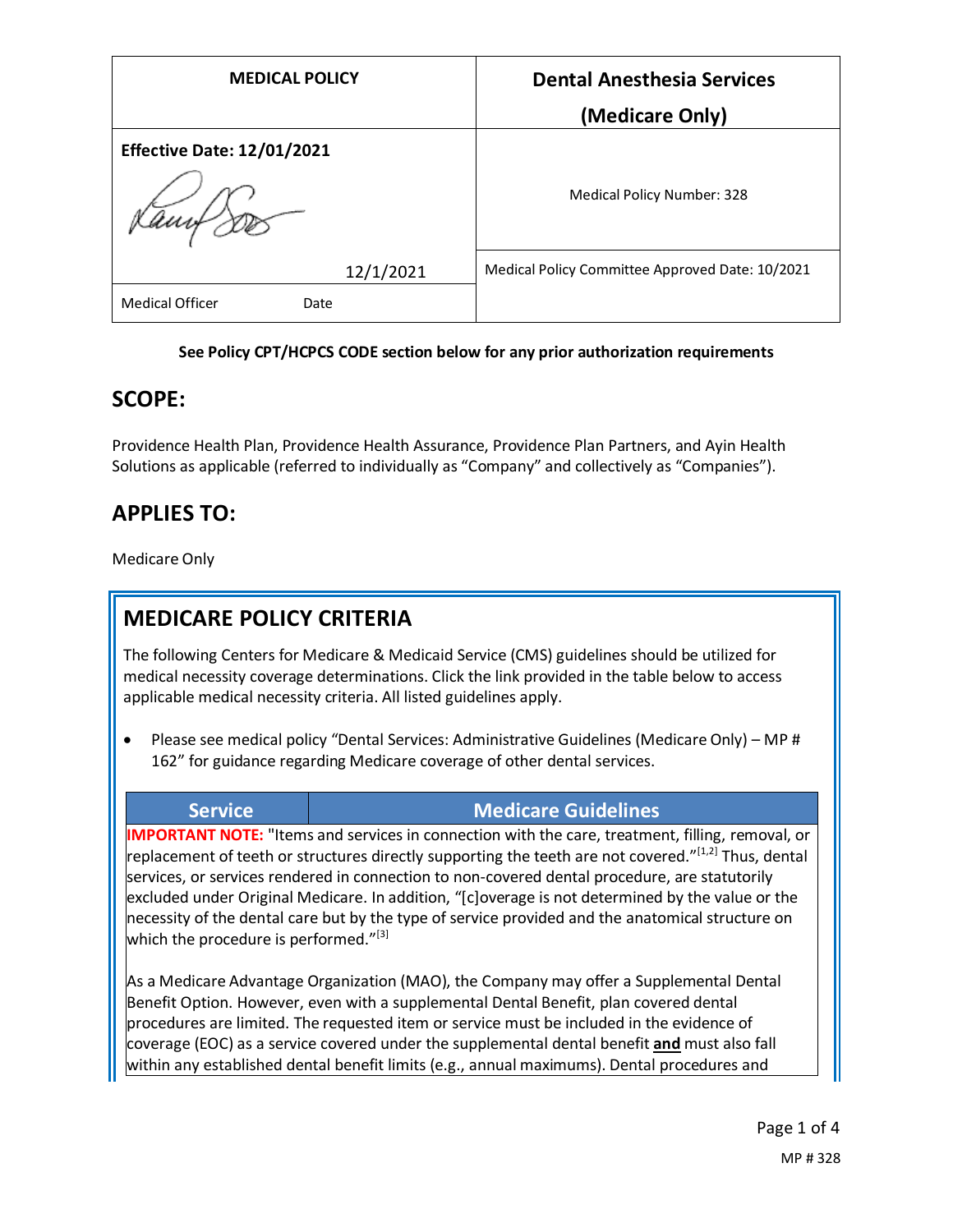| MEDICAL POLICY | Dental Anesthesia Services (Medicare Only) |
| --- | --- |
| Effective Date: 12/01/2021 | Medical Policy Number: 328 |
| 12/1/2021 | Medical Policy Committee Approved Date: 10/2021 |
| Medical Officer Date | |

**See Policy CPT/HCPCS CODE section below for any prior authorization requirements**

## SCOPE:

Providence Health Plan, Providence Health Assurance, Providence Plan Partners, and Ayin Health Solutions as applicable (referred to individually as "Company" and collectively as "Companies").

## APPLIES TO:

Medicare Only

## MEDICARE POLICY CRITERIA

The following Centers for Medicare & Medicaid Service (CMS) guidelines should be utilized for medical necessity coverage determinations. Click the link provided in the table below to access applicable medical necessity criteria. All listed guidelines apply.

- Please see medical policy "Dental Services: Administrative Guidelines (Medicare Only) – MP # 162" for guidance regarding Medicare coverage of other dental services.

| Service | Medicare Guidelines |
| --- | --- |
| **IMPORTANT NOTE:** "Items and services in connection with the care, treatment, filling, removal, or replacement of teeth or structures directly supporting the teeth are not covered."[1,2] Thus, dental services, or services rendered in connection to non-covered dental procedure, are statutorily excluded under Original Medicare. In addition, "[c]overage is not determined by the value or the necessity of the dental care but by the type of service provided and the anatomical structure on which the procedure is performed."[3]<br><br>As a Medicare Advantage Organization (MAO), the Company may offer a Supplemental Dental Benefit Option. However, even with a supplemental Dental Benefit, plan covered dental procedures are limited. The requested item or service must be included in the evidence of coverage (EOC) as a service covered under the supplemental dental benefit **and** must also fall within any established dental benefit limits (e.g., annual maximums). Dental procedures and | |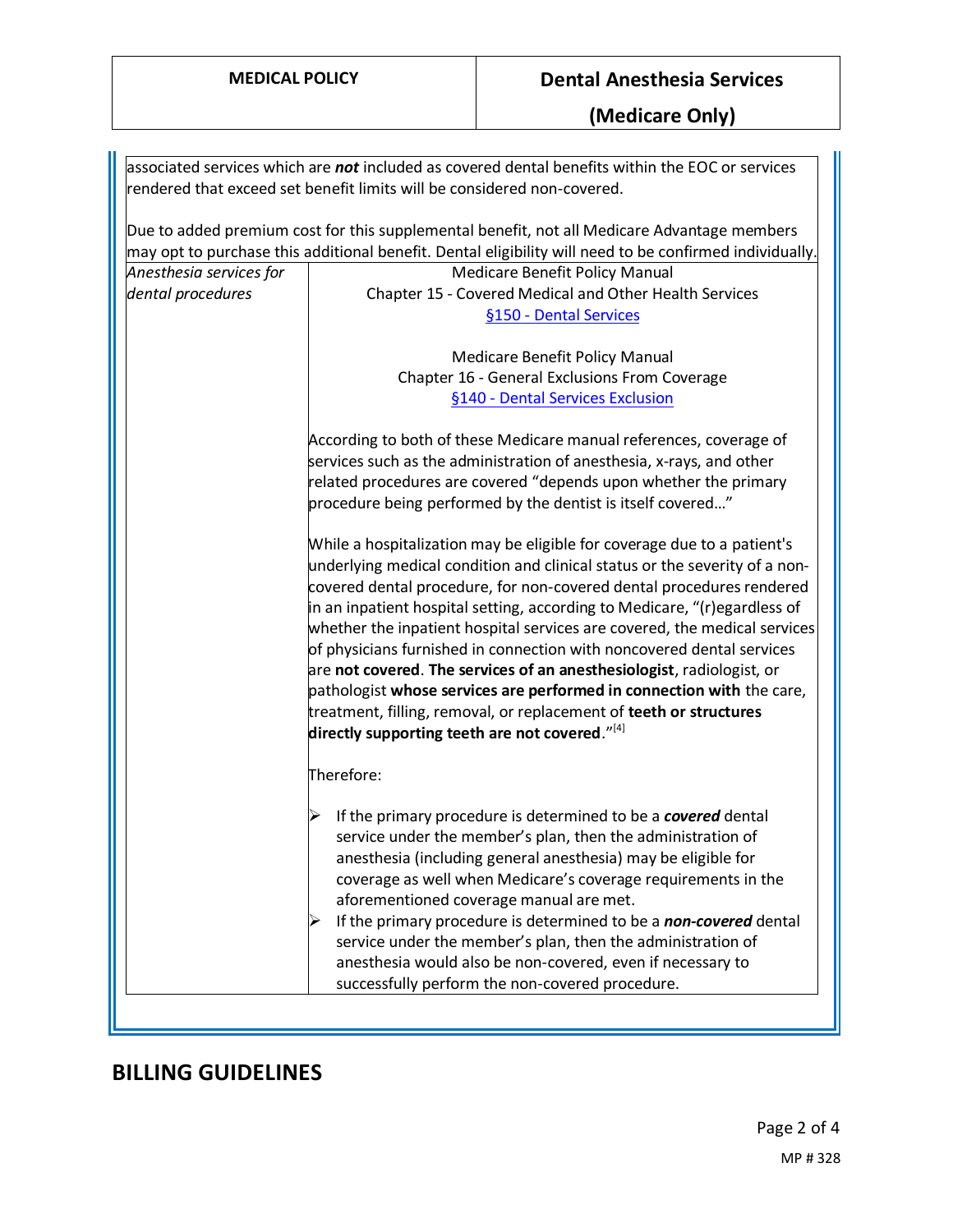| | |
|---|---|
| associated services which are ***not*** included as covered dental benefits within the EOC or services rendered that exceed set benefit limits will be considered non-covered.<br><br>Due to added premium cost for this supplemental benefit, not all Medicare Advantage members may opt to purchase this additional benefit. Dental eligibility will need to be confirmed individually. | |
| *Anesthesia services for dental procedures* | Medicare Benefit Policy Manual<br>Chapter 15 - Covered Medical and Other Health Services<br>§150 - Dental Services<br><br>Medicare Benefit Policy Manual<br>Chapter 16 - General Exclusions From Coverage<br>§140 - Dental Services Exclusion<br><br>According to both of these Medicare manual references, coverage of services such as the administration of anesthesia, x-rays, and other related procedures are covered "depends upon whether the primary procedure being performed by the dentist is itself covered…"<br><br>While a hospitalization may be eligible for coverage due to a patient's underlying medical condition and clinical status or the severity of a non-covered dental procedure, for non-covered dental procedures rendered in an inpatient hospital setting, according to Medicare, "(r)egardless of whether the inpatient hospital services are covered, the medical services of physicians furnished in connection with noncovered dental services are **not covered**. **The services of an anesthesiologist**, radiologist, or pathologist **whose services are performed in connection with** the care, treatment, filling, removal, or replacement of **teeth or structures directly supporting teeth are not covered**."[4]<br><br>Therefore:<br><br>➢ If the primary procedure is determined to be a ***covered*** dental service under the member's plan, then the administration of anesthesia (including general anesthesia) may be eligible for coverage as well when Medicare's coverage requirements in the aforementioned coverage manual are met.<br>➢ If the primary procedure is determined to be a ***non-covered*** dental service under the member's plan, then the administration of anesthesia would also be non-covered, even if necessary to successfully perform the non-covered procedure. |

## BILLING GUIDELINES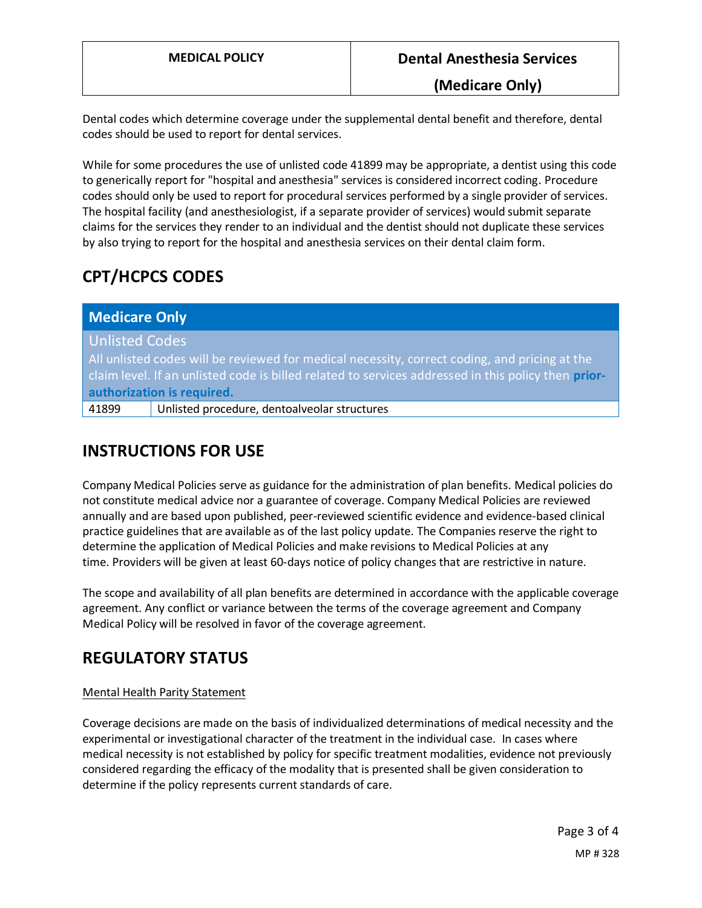Dental codes which determine coverage under the supplemental dental benefit and therefore, dental codes should be used to report for dental services.

While for some procedures the use of unlisted code 41899 may be appropriate, a dentist using this code to generically report for "hospital and anesthesia" services is considered incorrect coding. Procedure codes should only be used to report for procedural services performed by a single provider of services. The hospital facility (and anesthesiologist, if a separate provider of services) would submit separate claims for the services they render to an individual and the dentist should not duplicate these services by also trying to report for the hospital and anesthesia services on their dental claim form.

## CPT/HCPCS CODES

| **Medicare Only** | |
|---|---|
| Unlisted Codes<br>All unlisted codes will be reviewed for medical necessity, correct coding, and pricing at the claim level. If an unlisted code is billed related to services addressed in this policy then **prior-authorization is required.** | |
| 41899 | Unlisted procedure, dentoalveolar structures |

## INSTRUCTIONS FOR USE

Company Medical Policies serve as guidance for the administration of plan benefits. Medical policies do not constitute medical advice nor a guarantee of coverage. Company Medical Policies are reviewed annually and are based upon published, peer-reviewed scientific evidence and evidence-based clinical practice guidelines that are available as of the last policy update. The Companies reserve the right to determine the application of Medical Policies and make revisions to Medical Policies at any time. Providers will be given at least 60-days notice of policy changes that are restrictive in nature.

The scope and availability of all plan benefits are determined in accordance with the applicable coverage agreement. Any conflict or variance between the terms of the coverage agreement and Company Medical Policy will be resolved in favor of the coverage agreement.

## REGULATORY STATUS

Mental Health Parity Statement

Coverage decisions are made on the basis of individualized determinations of medical necessity and the experimental or investigational character of the treatment in the individual case. In cases where medical necessity is not established by policy for specific treatment modalities, evidence not previously considered regarding the efficacy of the modality that is presented shall be given consideration to determine if the policy represents current standards of care.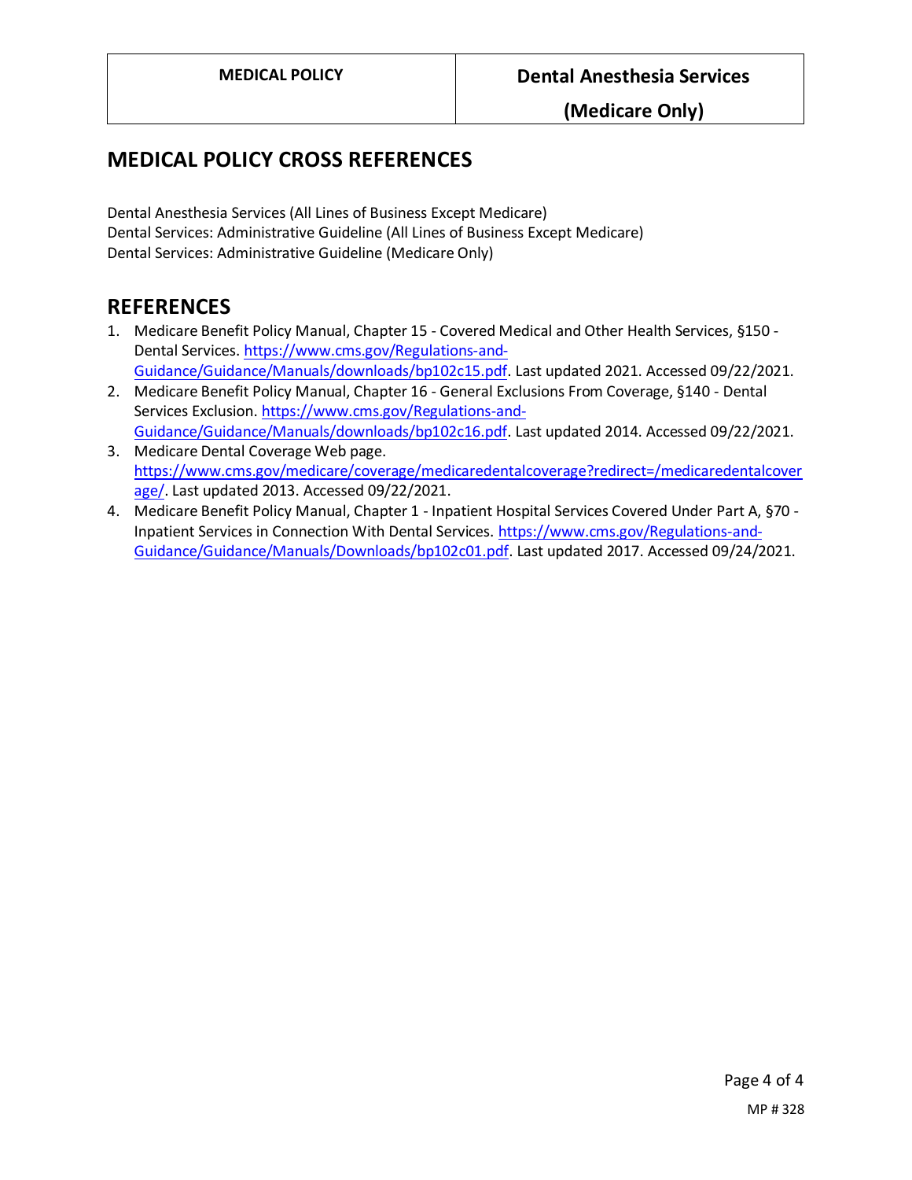## MEDICAL POLICY CROSS REFERENCES

Dental Anesthesia Services (All Lines of Business Except Medicare)
Dental Services: Administrative Guideline (All Lines of Business Except Medicare)
Dental Services: Administrative Guideline (Medicare Only)

## REFERENCES

1. Medicare Benefit Policy Manual, Chapter 15 - Covered Medical and Other Health Services, §150 - Dental Services. https://www.cms.gov/Regulations-and-Guidance/Guidance/Manuals/downloads/bp102c15.pdf. Last updated 2021. Accessed 09/22/2021.
2. Medicare Benefit Policy Manual, Chapter 16 - General Exclusions From Coverage, §140 - Dental Services Exclusion. https://www.cms.gov/Regulations-and-Guidance/Guidance/Manuals/downloads/bp102c16.pdf. Last updated 2014. Accessed 09/22/2021.
3. Medicare Dental Coverage Web page. https://www.cms.gov/medicare/coverage/medicaredentalcoverage?redirect=/medicaredentalcoverage/. Last updated 2013. Accessed 09/22/2021.
4. Medicare Benefit Policy Manual, Chapter 1 - Inpatient Hospital Services Covered Under Part A, §70 - Inpatient Services in Connection With Dental Services. https://www.cms.gov/Regulations-and-Guidance/Guidance/Manuals/Downloads/bp102c01.pdf. Last updated 2017. Accessed 09/24/2021.